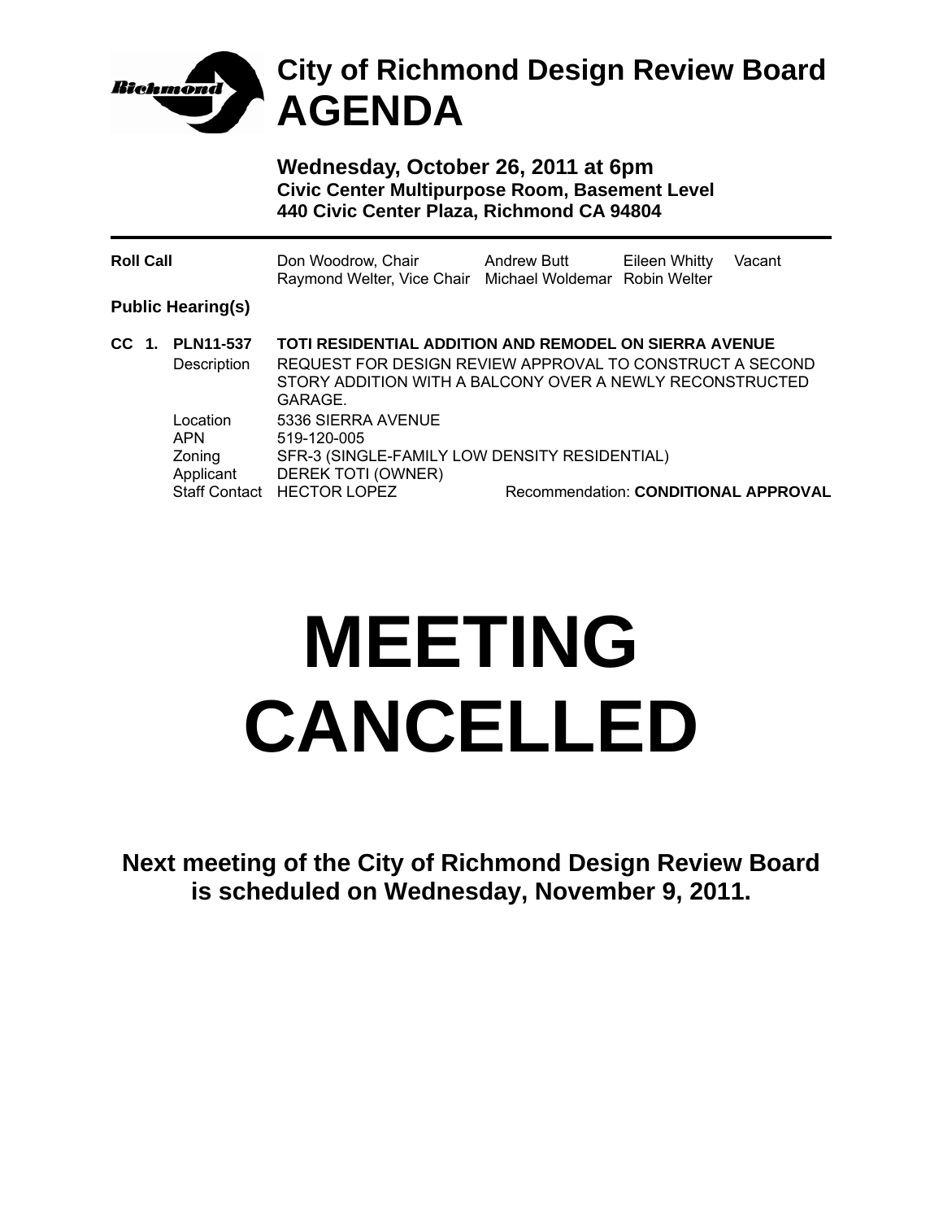# City of Richmond Design Review Board
# AGENDA

**Wednesday, October 26, 2011 at 6pm**
**Civic Center Multipurpose Room, Basement Level**
**440 Civic Center Plaza, Richmond CA 94804**

---

| **Roll Call** | Don Woodrow, Chair | Andrew Butt | Eileen Whitty | Vacant |
|---|---|---|---|---|
| | Raymond Welter, Vice Chair | Michael Woldemar | Robin Welter | |

**Public Hearing(s)**

**CC 1. PLN11-537** — **TOTI RESIDENTIAL ADDITION AND REMODEL ON SIERRA AVENUE**

| | |
|---|---|
| Description | REQUEST FOR DESIGN REVIEW APPROVAL TO CONSTRUCT A SECOND STORY ADDITION WITH A BALCONY OVER A NEWLY RECONSTRUCTED GARAGE. |
| Location | 5336 SIERRA AVENUE |
| APN | 519-120-005 |
| Zoning | SFR-3 (SINGLE-FAMILY LOW DENSITY RESIDENTIAL) |
| Applicant | DEREK TOTI (OWNER) |
| Staff Contact | HECTOR LOPEZ |

Recommendation: **CONDITIONAL APPROVAL**

# MEETING CANCELLED

**Next meeting of the City of Richmond Design Review Board is scheduled on Wednesday, November 9, 2011.**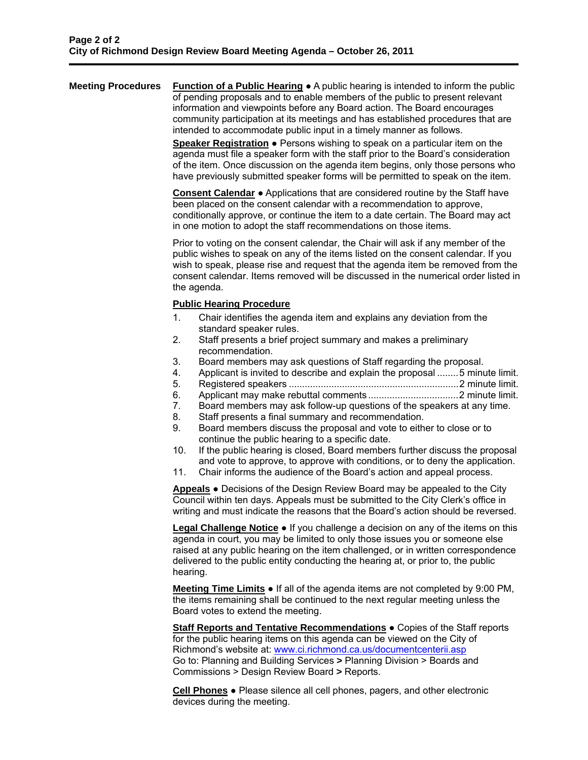**Meeting Procedures**

**Function of a Public Hearing** ● A public hearing is intended to inform the public of pending proposals and to enable members of the public to present relevant information and viewpoints before any Board action. The Board encourages community participation at its meetings and has established procedures that are intended to accommodate public input in a timely manner as follows.

**Speaker Registration** ● Persons wishing to speak on a particular item on the agenda must file a speaker form with the staff prior to the Board's consideration of the item. Once discussion on the agenda item begins, only those persons who have previously submitted speaker forms will be permitted to speak on the item.

**Consent Calendar** ● Applications that are considered routine by the Staff have been placed on the consent calendar with a recommendation to approve, conditionally approve, or continue the item to a date certain. The Board may act in one motion to adopt the staff recommendations on those items.

Prior to voting on the consent calendar, the Chair will ask if any member of the public wishes to speak on any of the items listed on the consent calendar. If you wish to speak, please rise and request that the agenda item be removed from the consent calendar. Items removed will be discussed in the numerical order listed in the agenda.

**Public Hearing Procedure**

1. Chair identifies the agenda item and explains any deviation from the standard speaker rules.
2. Staff presents a brief project summary and makes a preliminary recommendation.
3. Board members may ask questions of Staff regarding the proposal.
4. Applicant is invited to describe and explain the proposal ........5 minute limit.
5. Registered speakers ...............................................................2 minute limit.
6. Applicant may make rebuttal comments.................................2 minute limit.
7. Board members may ask follow-up questions of the speakers at any time.
8. Staff presents a final summary and recommendation.
9. Board members discuss the proposal and vote to either to close or to continue the public hearing to a specific date.
10. If the public hearing is closed, Board members further discuss the proposal and vote to approve, to approve with conditions, or to deny the application.
11. Chair informs the audience of the Board's action and appeal process.

**Appeals** ● Decisions of the Design Review Board may be appealed to the City Council within ten days. Appeals must be submitted to the City Clerk's office in writing and must indicate the reasons that the Board's action should be reversed.

**Legal Challenge Notice** ● If you challenge a decision on any of the items on this agenda in court, you may be limited to only those issues you or someone else raised at any public hearing on the item challenged, or in written correspondence delivered to the public entity conducting the hearing at, or prior to, the public hearing.

**Meeting Time Limits** ● If all of the agenda items are not completed by 9:00 PM, the items remaining shall be continued to the next regular meeting unless the Board votes to extend the meeting.

**Staff Reports and Tentative Recommendations** ● Copies of the Staff reports for the public hearing items on this agenda can be viewed on the City of Richmond's website at: www.ci.richmond.ca.us/documentcenterii.asp
Go to: Planning and Building Services **>** Planning Division > Boards and Commissions > Design Review Board **>** Reports.

**Cell Phones** ● Please silence all cell phones, pagers, and other electronic devices during the meeting.